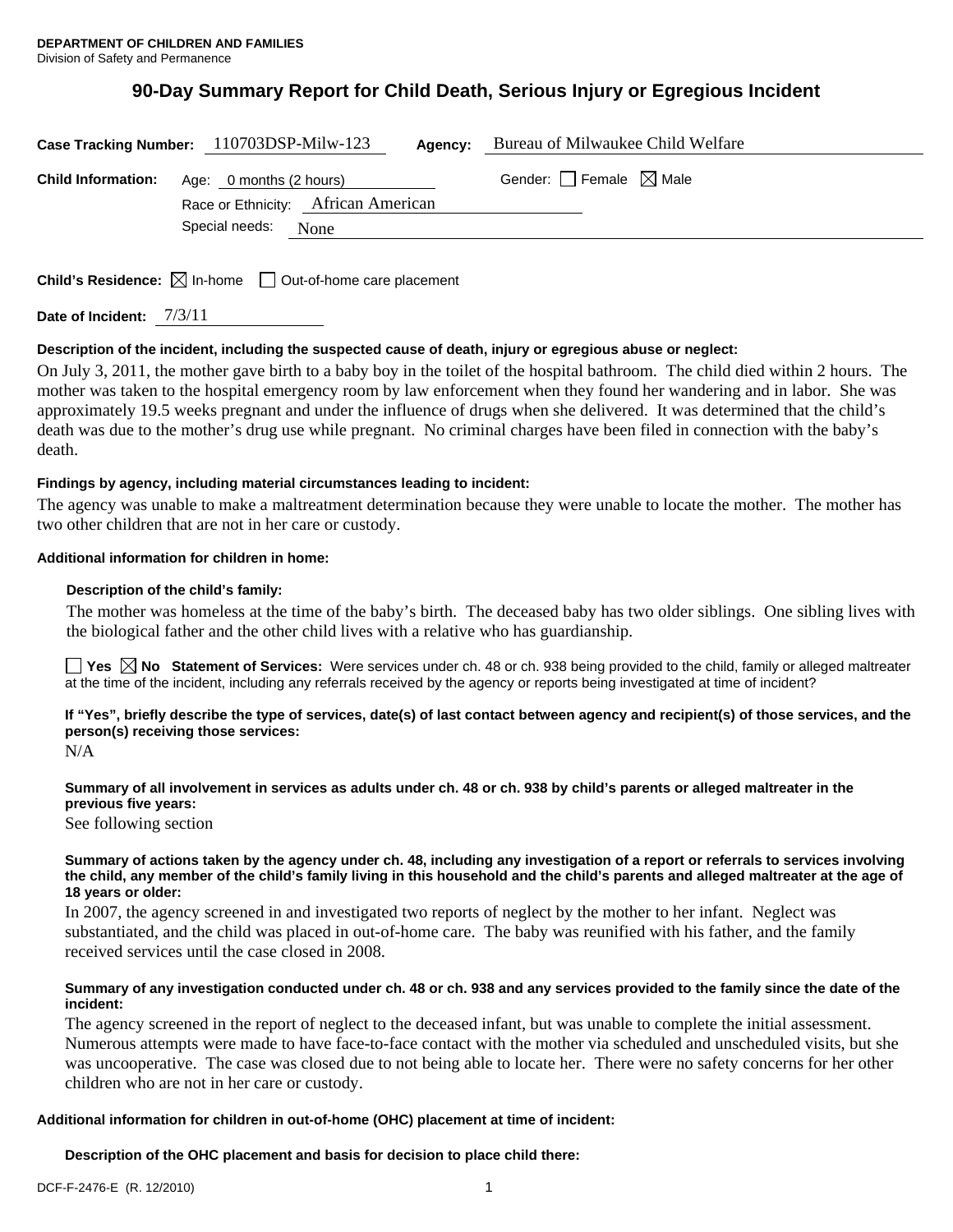**DEPARTMENT OF CHILDREN AND FAMILIES**
Division of Safety and Permanence

# 90-Day Summary Report for Child Death, Serious Injury or Egregious Incident

**Case Tracking Number:** 110703DSP-Milw-123 **Agency:** Bureau of Milwaukee Child Welfare

**Child Information:** Age: 0 months (2 hours) Gender: ☐ Female ☒ Male

Race or Ethnicity: African American

Special needs: None

**Child's Residence:** ☒ In-home ☐ Out-of-home care placement

**Date of Incident:** 7/3/11

**Description of the incident, including the suspected cause of death, injury or egregious abuse or neglect:**

On July 3, 2011, the mother gave birth to a baby boy in the toilet of the hospital bathroom. The child died within 2 hours. The mother was taken to the hospital emergency room by law enforcement when they found her wandering and in labor. She was approximately 19.5 weeks pregnant and under the influence of drugs when she delivered. It was determined that the child's death was due to the mother's drug use while pregnant. No criminal charges have been filed in connection with the baby's death.

**Findings by agency, including material circumstances leading to incident:**

The agency was unable to make a maltreatment determination because they were unable to locate the mother. The mother has two other children that are not in her care or custody.

**Additional information for children in home:**

**Description of the child's family:**

The mother was homeless at the time of the baby's birth. The deceased baby has two older siblings. One sibling lives with the biological father and the other child lives with a relative who has guardianship.

☐ **Yes** ☒ **No Statement of Services:** Were services under ch. 48 or ch. 938 being provided to the child, family or alleged maltreater at the time of the incident, including any referrals received by the agency or reports being investigated at time of incident?

**If "Yes", briefly describe the type of services, date(s) of last contact between agency and recipient(s) of those services, and the person(s) receiving those services:**

N/A

**Summary of all involvement in services as adults under ch. 48 or ch. 938 by child's parents or alleged maltreater in the previous five years:**

See following section

**Summary of actions taken by the agency under ch. 48, including any investigation of a report or referrals to services involving the child, any member of the child's family living in this household and the child's parents and alleged maltreater at the age of 18 years or older:**

In 2007, the agency screened in and investigated two reports of neglect by the mother to her infant. Neglect was substantiated, and the child was placed in out-of-home care. The baby was reunified with his father, and the family received services until the case closed in 2008.

**Summary of any investigation conducted under ch. 48 or ch. 938 and any services provided to the family since the date of the incident:**

The agency screened in the report of neglect to the deceased infant, but was unable to complete the initial assessment. Numerous attempts were made to have face-to-face contact with the mother via scheduled and unscheduled visits, but she was uncooperative. The case was closed due to not being able to locate her. There were no safety concerns for her other children who are not in her care or custody.

**Additional information for children in out-of-home (OHC) placement at time of incident:**

**Description of the OHC placement and basis for decision to place child there:**

DCF-F-2476-E (R. 12/2010)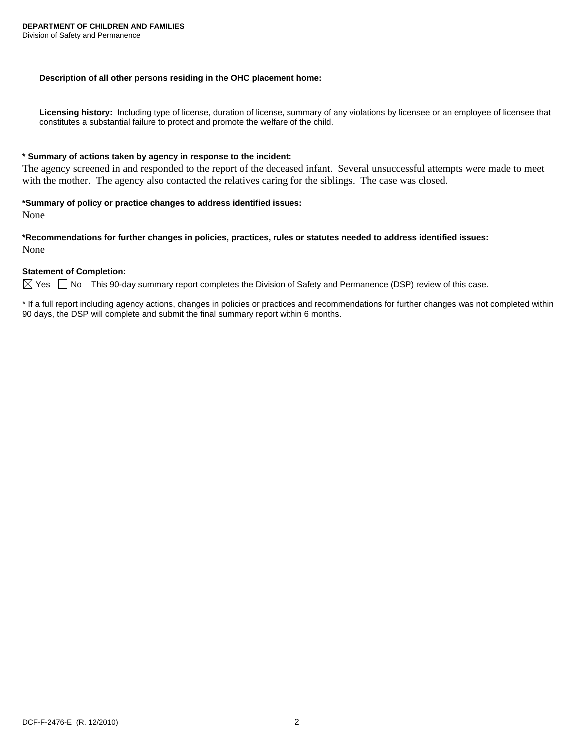**Description of all other persons residing in the OHC placement home:**

**Licensing history:** Including type of license, duration of license, summary of any violations by licensee or an employee of licensee that constitutes a substantial failure to protect and promote the welfare of the child.

**\* Summary of actions taken by agency in response to the incident:**

The agency screened in and responded to the report of the deceased infant. Several unsuccessful attempts were made to meet with the mother. The agency also contacted the relatives caring for the siblings. The case was closed.

**\*Summary of policy or practice changes to address identified issues:**

None

**\*Recommendations for further changes in policies, practices, rules or statutes needed to address identified issues:**

None

**Statement of Completion:**

☒ Yes ☐ No This 90-day summary report completes the Division of Safety and Permanence (DSP) review of this case.

\* If a full report including agency actions, changes in policies or practices and recommendations for further changes was not completed within 90 days, the DSP will complete and submit the final summary report within 6 months.